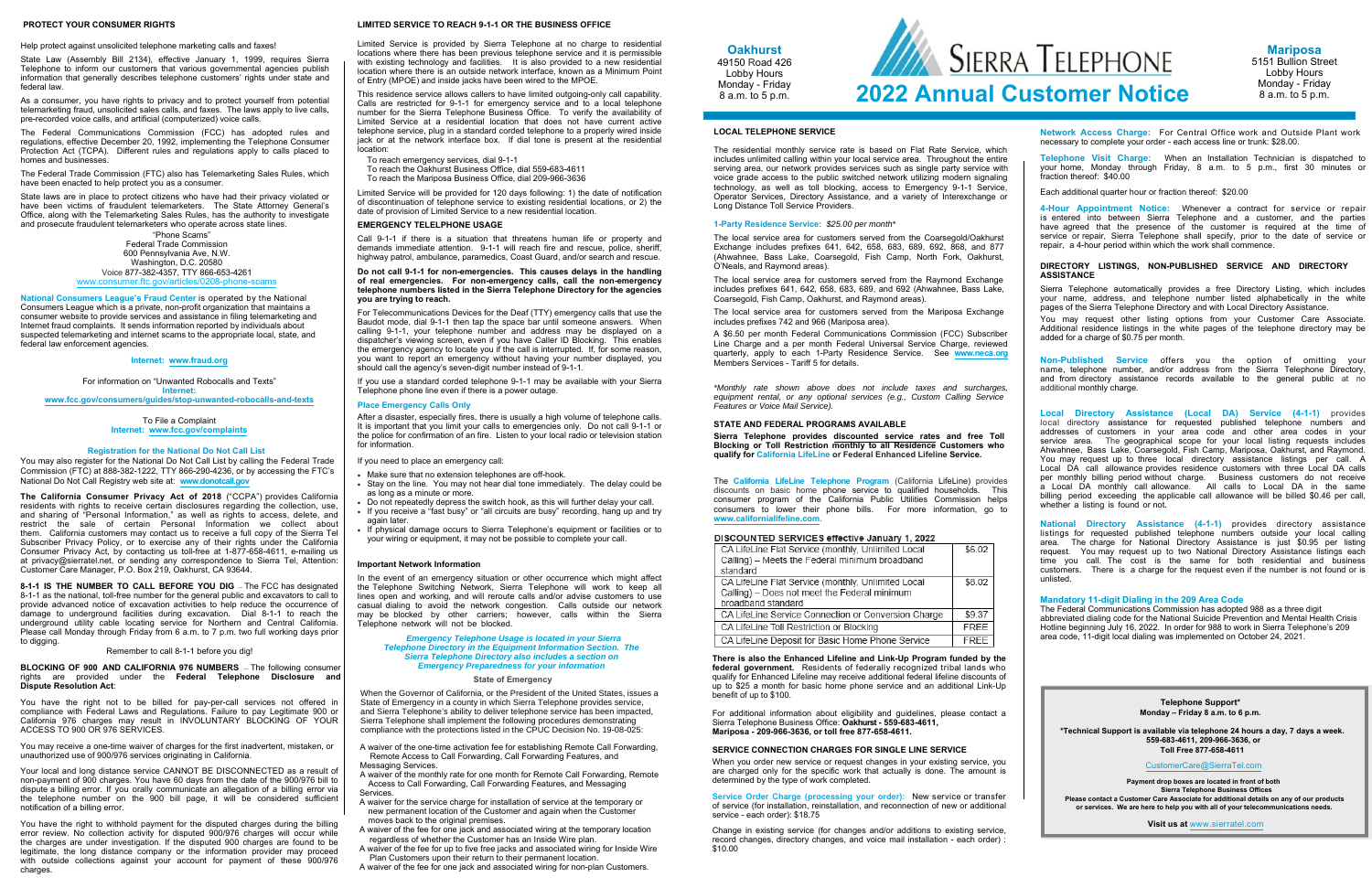## PROTECT YOUR CONSUMER RIGHTS

Help protect against unsolicited telephone marketing calls and faxes!

State Law (Assembly Bill 2134), effective January 1, 1999, requires Sierra Telephone to inform our customers that various governmental agencies publish information that generally describes telephone customers' rights under state and federal law.

As a consumer, you have rights to privacy and to protect yourself from potential telemarketing fraud, unsolicited sales calls, and faxes. The laws apply to live calls, pre-recorded voice calls, and artificial (computerized) voice calls.

The Federal Communications Commission (FCC) has adopted rules and regulations, effective December 20, 1992, implementing the Telephone Consumer Protection Act (TCPA). Different rules and regulations apply to calls placed to homes and businesses.

The Federal Trade Commission (FTC) also has Telemarketing Sales Rules, which have been enacted to help protect you as a consumer.

State laws are in place to protect citizens who have had their privacy violated or have been victims of fraudulent telemarketers. The State Attorney General's Office, along with the Telemarketing Sales Rules, has the authority to investigate and prosecute fraudulent telemarketers who operate across state lines.

"Phone Scams"
Federal Trade Commission
600 Pennsylvania Ave. N.W.
Washington, D.C. 20580
Voice 877-382-4357, TTY 866-653-4261
www.consumer.ftc.gov/articles/0208-phone-scams

**National Consumers League's Fraud Center** is operated by the National Consumers League which is a private, non-profit organization that maintains a consumer website to provide services and assistance in filing telemarketing and Internet fraud complaints. It sends information reported by individuals about suspected telemarketing and internet scams to the appropriate local, state, and federal law enforcement agencies.

**Internet: www.fraud.org**

For information on "Unwanted Robocalls and Texts"
**Internet:**
**www.fcc.gov/consumers/guides/stop-unwanted-robocalls-and-texts**

To File a Complaint
**Internet: www.fcc.gov/complaints**

### Registration for the National Do Not Call List

You may also register for the National Do Not Call List by calling the Federal Trade Commission (FTC) at 888-382-1222, TTY 866-290-4236, or by accessing the FTC's National Do Not Call Registry web site at: **www.donotcall.gov**

**The California Consumer Privacy Act of 2018** ("CCPA") provides California residents with rights to receive certain disclosures regarding the collection, use, and sharing of "Personal Information," as well as rights to access, delete, and restrict the sale of certain Personal Information we collect about them. California consumers may contact us to receive a full copy of the Sierra Tel Subscriber Privacy Policy, or to exercise any of their rights under the California Consumer Privacy Act, by contacting us toll-free at 1-877-658-4611, e-mailing us at privacy@sierratel.net, or sending any correspondence to Sierra Tel, Attention: Customer Care Manager, P.O. Box 219, Oakhurst, CA 93644.

**8-1-1 IS THE NUMBER TO CALL BEFORE YOU DIG** – The FCC has designated 8-1-1 as the national, toll-free number for the general public and excavators to call to provide advanced notice of excavation activities to help reduce the occurrence of damage to underground facilities during excavation. Dial 8-1-1 to reach the underground utility cable locating service for Northern and Central California. Please call Monday through Friday from 6 a.m. to 7 p.m. two full working days prior to digging.

Remember to call 8-1-1 before you dig!

**BLOCKING OF 900 AND CALIFORNIA 976 NUMBERS** – The following consumer rights are provided under the **Federal Telephone Disclosure and Dispute Resolution Act**:

You have the right not to be billed for pay-per-call services not offered in compliance with Federal Laws and Regulations. Failure to pay Legitimate 900 or California 976 charges may result in INVOLUNTARY BLOCKING OF YOUR ACCESS TO 900 OR 976 SERVICES.

You may receive a one-time waiver of charges for the first inadvertent, mistaken, or unauthorized use of 900/976 services originating in California.

Your local and long distance service CANNOT BE DISCONNECTED as a result of non-payment of 900 charges. You have 60 days from the date of the 900/976 bill to dispute a billing error. If you orally communicate an allegation of a billing error via the telephone number on the 900 bill page, it will be considered sufficient notification of a billing error.

You have the right to withhold payment for the disputed charges during the billing error review. No collection activity for disputed 900/976 charges will occur while the charges are under investigation. If the disputed 900 charges are found to be legitimate, the long distance company or the information provider may proceed with outside collections against your account for payment of these 900/976 charges.

## LIMITED SERVICE TO REACH 9-1-1 OR THE BUSINESS OFFICE

Limited Service is provided by Sierra Telephone at no charge to residential locations where there has been previous telephone service and it is permissible with existing technology and facilities. It is also provided to a new residential location where there is an outside network interface, known as a Minimum Point of Entry (MPOE) and inside jacks have been wired to the MPOE.

This residence service allows callers to have limited outgoing-only call capability. Calls are restricted for 9-1-1 for emergency service and to a local telephone number for the Sierra Telephone Business Office. To verify the availability of Limited Service at a residential location that does not have current active telephone service, plug in a standard corded telephone to a properly wired inside jack or at the network interface box. If dial tone is present at the residential location:

To reach emergency services, dial 9-1-1
To reach the Oakhurst Business Office, dial 559-683-4611
To reach the Mariposa Business Office, dial 209-966-3636

Limited Service will be provided for 120 days following: 1) the date of notification of discontinuation of telephone service to existing residential locations, or 2) the date of provision of Limited Service to a new residential location.

## EMERGENCY TELELPHONE USAGE

Call 9-1-1 if there is a situation that threatens human life or property and demands immediate attention. 9-1-1 will reach fire and rescue, police, sheriff, highway patrol, ambulance, paramedics, Coast Guard, and/or search and rescue.

**Do not call 9-1-1 for non-emergencies. This causes delays in the handling of real emergencies. For non-emergency calls, call the non-emergency telephone numbers listed in the Sierra Telephone Directory for the agencies you are trying to reach.**

For Telecommunications Devices for the Deaf (TTY) emergency calls that use the Baudot mode, dial 9-1-1 then tap the space bar until someone answers. When calling 9-1-1, your telephone number and address may be displayed on a dispatcher's viewing screen, even if you have Caller ID Blocking. This enables the emergency agency to locate you if the call is interrupted. If, for some reason, you want to report an emergency without having your number displayed, you should call the agency's seven-digit number instead of 9-1-1.

If you use a standard corded telephone 9-1-1 may be available with your Sierra Telephone phone line even if there is a power outage.

### Place Emergency Calls Only

After a disaster, especially fires, there is usually a high volume of telephone calls. It is important that you limit your calls to emergencies only. Do not call 9-1-1 or the police for confirmation of an fire. Listen to your local radio or television station for information.

If you need to place an emergency call:

- Make sure that no extension telephones are off-hook.
- Stay on the line. You may not hear dial tone immediately. The delay could be as long as a minute or more.
- Do not repeatedly depress the switch hook, as this will further delay your call.
- If you receive a "fast busy" or "all circuits are busy" recording, hang up and try again later.
- If physical damage occurs to Sierra Telephone's equipment or facilities or to your wiring or equipment, it may not be possible to complete your call.

### Important Network Information

In the event of an emergency situation or other occurrence which might affect the Telephone Switching Network, Sierra Telephone will work to keep all lines open and working, and will reroute calls and/or advise customers to use casual dialing to avoid the network congestion. Calls outside our network may be blocked by other carriers; however, calls within the Sierra Telephone network will not be blocked.

***Emergency Telephone Usage is located in your Sierra Telephone Directory in the Equipment Information Section. The Sierra Telephone Directory also includes a section on Emergency Preparedness for your information***

#### State of Emergency

When the Governor of California, or the President of the United States, issues a State of Emergency in a county in which Sierra Telephone provides service, and Sierra Telephone's ability to deliver telephone service has been impacted, Sierra Telephone shall implement the following procedures demonstrating compliance with the protections listed in the CPUC Decision No. 19-08-025:

- A waiver of the one-time activation fee for establishing Remote Call Forwarding, Remote Access to Call Forwarding, Call Forwarding Features, and Messaging Services.
- A waiver of the monthly rate for one month for Remote Call Forwarding, Remote Access to Call Forwarding, Call Forwarding Features, and Messaging Services.
- A waiver for the service charge for installation of service at the temporary or new permanent location of the Customer and again when the Customer moves back to the original premises.
- A waiver of the fee for one jack and associated wiring at the temporary location regardless of whether the Customer has an Inside Wire plan.
- A waiver of the fee for up to five free jacks and associated wiring for Inside Wire Plan Customers upon their return to their permanent location.
- A waiver of the fee for one jack and associated wiring for non-plan Customers.

**Oakhurst**
49150 Road 426
Lobby Hours
Monday - Friday
8 a.m. to 5 p.m.

# SIERRA TELEPHONE
# 2022 Annual Customer Notice

**Mariposa**
5151 Bullion Street
Lobby Hours
Monday - Friday
8 a.m. to 5 p.m.

## LOCAL TELEPHONE SERVICE

The residential monthly service rate is based on Flat Rate Service, which includes unlimited calling within your local service area. Throughout the entire serving area, our network provides services such as single party service with voice grade access to the public switched network utilizing modern signaling technology, as well as toll blocking, access to Emergency 9-1-1 Service, Operator Services, Directory Assistance, and a variety of Interexchange or Long Distance Toll Service Providers.

**1-Party Residence Service:** *$25.00 per month\**

The local service area for customers served from the Coarsegold/Oakhurst Exchange includes prefixes 641, 642, 658, 683, 689, 692, 868, and 877 (Ahwahnee, Bass Lake, Coarsegold, Fish Camp, North Fork, Oakhurst, O'Neals, and Raymond areas).

The local service area for customers served from the Raymond Exchange includes prefixes 641, 642, 658, 683, 689, and 692 (Ahwahnee, Bass Lake, Coarsegold, Fish Camp, Oakhurst, and Raymond areas).

The local service area for customers served from the Mariposa Exchange includes prefixes 742 and 966 (Mariposa area).

A $6.50 per month Federal Communications Commission (FCC) Subscriber Line Charge and a per month Federal Universal Service Charge, reviewed quarterly, apply to each 1-Party Residence Service. See **www.neca.org** Members Services - Tariff 5 for details.

*\*Monthly rate shown above does not include taxes and surcharges, equipment rental, or any optional services (e.g., Custom Calling Service Features or Voice Mail Service).*

## STATE AND FEDERAL PROGRAMS AVAILABLE

**Sierra Telephone provides discounted service rates and free Toll Blocking or Toll Restriction monthly to all Residence Customers who qualify for California LifeLine or Federal Enhanced Lifeline Service.**

The **California LifeLine Telephone Program** (California LifeLine) provides discounts on basic home phone service to qualified households. This consumer program of the California Public Utilities Commission helps consumers to lower their phone bills. For more information, go to **www.californialifeline.com.**

**DISCOUNTED SERVICES effective January 1, 2022**

| Service | Rate |
|---|---|
| CA LifeLine Flat Service (monthly, Unlimited Local Calling) – Meets the Federal minimum broadband standard | $5.02 |
| CA LifeLine Flat Service (monthly, Unlimited Local Calling) – Does not meet the Federal minimum broadband standard | $8.02 |
| CA LifeLine Service Connection or Conversion Charge | $9.37 |
| CA LifeLine Toll Restriction or Blocking | FREE |
| CA LifeLine Deposit for Basic Home Phone Service | FREE |

**There is also the Enhanced Lifeline and Link-Up Program funded by the federal government.** Residents of federally recognized tribal lands who qualify for Enhanced Lifeline may receive additional federal lifeline discounts of up to $25 a month for basic home phone service and an additional Link-Up benefit of up to $100.

For additional information about eligibility and guidelines, please contact a Sierra Telephone Business Office: **Oakhurst - 559-683-4611, Mariposa - 209-966-3636, or toll free 877-658-4611.**

## SERVICE CONNECTION CHARGES FOR SINGLE LINE SERVICE

When you order new service or request changes in your existing service, you are charged only for the specific work that actually is done. The amount is determined by the type of work completed.

**Service Order Charge (processing your order):** New service or transfer of service (for installation, reinstallation, and reconnection of new or additional service - each order): $18.75

Change in existing service (for changes and/or additions to existing service, record changes, directory changes, and voice mail installation - each order) : $10.00

**Network Access Charge:** For Central Office work and Outside Plant work necessary to complete your order - each access line or trunk: $28.00.

**Telephone Visit Charge:** When an Installation Technician is dispatched to your home, Monday through Friday, 8 a.m. to 5 p.m., first 30 minutes or fraction thereof: $40.00

Each additional quarter hour or fraction thereof: $20.00

**4-Hour Appointment Notice:** Whenever a contract for service or repair is entered into between Sierra Telephone and a customer, and the parties have agreed that the presence of the customer is required at the time of service or repair, Sierra Telephone shall specify, prior to the date of service or repair, a 4-hour period within which the work shall commence.

## DIRECTORY LISTINGS, NON-PUBLISHED SERVICE AND DIRECTORY ASSISTANCE

Sierra Telephone automatically provides a free Directory Listing, which includes your name, address, and telephone number listed alphabetically in the white pages of the Sierra Telephone Directory and with Local Directory Assistance.

You may request other listing options from your Customer Care Associate. Additional residence listings in the white pages of the telephone directory may be added for a charge of $0.75 per month.

**Non-Published Service** offers you the option of omitting your name, telephone number, and/or address from the Sierra Telephone Directory, and from directory assistance records available to the general public at no additional monthly charge.

**Local Directory Assistance (Local DA) Service (4-1-1)** provides local directory assistance for requested published telephone numbers and addresses of customers in your area code and other area codes in your service area. The geographical scope for your local listing requests includes Ahwahnee, Bass Lake, Coarsegold, Fish Camp, Mariposa, Oakhurst, and Raymond. You may request up to three local directory assistance listings per call. Local DA call allowance provides residence customers with three Local DA calls per monthly billing period without charge. Business customers do not receive a Local DA monthly call allowance. All calls to Local DA in the same billing period exceeding the applicable call allowance will be billed $0.46 per call, whether a listing is found or not.

**National Directory Assistance (4-1-1)** provides directory assistance listings for requested published telephone numbers outside your local calling area. The charge for National Directory Assistance is just $0.95 per listing request. You may request up to two National Directory Assistance listings each time you call. The cost is the same for both residential and business customers. There is a charge for the request even if the number is not found or is unlisted.

### Mandatory 11-digit Dialing in the 209 Area Code

The Federal Communications Commission has adopted 988 as a three digit abbreviated dialing code for the National Suicide Prevention and Mental Health Crisis Hotline beginning July 16, 2022. In order for 988 to work in Sierra Telephone's 209 area code, 11-digit local dialing was implemented on October 24, 2021.

**Telephone Support\***
**Monday – Friday 8 a.m. to 6 p.m.**

**\*Technical Support is available via telephone 24 hours a day, 7 days a week.**
**559-683-4611, 209-966-3636, or**
**Toll Free 877-658-4611**

CustomerCare@SierraTel.com

**Payment drop boxes are located in front of both Sierra Telephone Business Offices**
**Please contact a Customer Care Associate for additional details on any of our products or services. We are here to help you with all of your telecommunications needs.**

**Visit us at www.sierratel.com**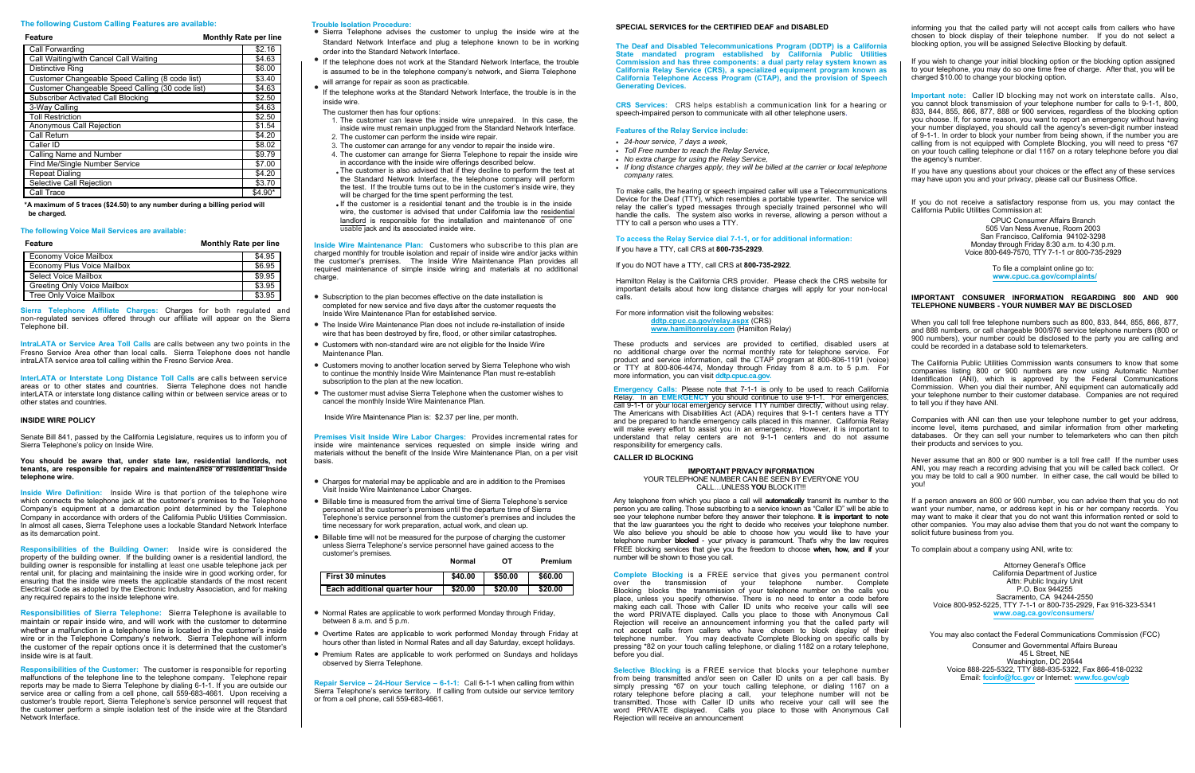## The following Custom Calling Features are available:

| Feature | Monthly Rate per line |
|---|---|
| Call Forwarding | $2.16 |
| Call Waiting/with Cancel Call Waiting | $4.63 |
| Distinctive Ring | $6.00 |
| Customer Changeable Speed Calling (8 code list) | $3.40 |
| Customer Changeable Speed Calling (30 code list) | $4.63 |
| Subscriber Activated Call Blocking | $2.50 |
| 3-Way Calling | $4.63 |
| Toll Restriction | $2.50 |
| Anonymous Call Rejection | $1.54 |
| Call Return | $4.20 |
| Caller ID | $8.02 |
| Calling Name and Number | $9.79 |
| Find Me/Single Number Service | $7.00 |
| Repeat Dialing | $4.20 |
| Selective Call Rejection | $3.70 |
| Call Trace | $4.90* |

*A maximum of 5 traces ($24.50) to any number during a billing period will be charged.

## The following Voice Mail Services are available:

| Feature | Monthly Rate per line |
|---|---|
| Economy Voice Mailbox | $4.95 |
| Economy Plus Voice Mailbox | $6.95 |
| Select Voice Mailbox | $9.95 |
| Greeting Only Voice Mailbox | $3.95 |
| Tree Only Voice Mailbox | $3.95 |

**Sierra Telephone Affiliate Charges:** Charges for both regulated and non-regulated services offered through our affiliate will appear on the Sierra Telephone bill.

**IntraLATA or Service Area Toll Calls** are calls between any two points in the Fresno Service Area other than local calls. Sierra Telephone does not handle intraLATA service area toll calling within the Fresno Service Area.

**InterLATA or Interstate Long Distance Toll Calls** are calls between service areas or to other states and countries. Sierra Telephone does not handle interLATA or interstate long distance calling within or between service areas or to other states and countries.

## INSIDE WIRE POLICY

Senate Bill 841, passed by the California Legislature, requires us to inform you of Sierra Telephone's policy on Inside Wire.

**You should be aware that, under state law, residential landlords, not tenants, are responsible for repairs and maintenance of residential inside telephone wire.**

**Inside Wire Definition:** Inside Wire is that portion of the telephone wire which connects the telephone jack at the customer's premises to the Telephone Company's equipment at a demarcation point determined by the Telephone Company in accordance with orders of the California Public Utilities Commission. In almost all cases, Sierra Telephone uses a lockable Standard Network Interface as its demarcation point.

**Responsibilities of the Building Owner:** Inside wire is considered the property of the building owner. If the building owner is a residential landlord, the building owner is responsible for installing at least one usable telephone jack per rental unit, for placing and maintaining the inside wire in good working order, for ensuring that the inside wire meets the applicable standards of the most recent Electrical Code as adopted by the Electronic Industry Association, and for making any required repairs to the inside telephone wire.

**Responsibilities of Sierra Telephone:** Sierra Telephone is available to maintain or repair inside wire, and will work with the customer to determine whether a malfunction in a telephone line is located in the customer's inside wire or in the Telephone Company's network. Sierra Telephone will inform the customer of the repair options once it is determined that the customer's inside wire is at fault.

**Responsibilities of the Customer:** The customer is responsible for reporting malfunctions of the telephone line to the telephone company. Telephone repair reports may be made to Sierra Telephone by dialing 6-1-1. If you are outside our service area or calling from a cell phone, call 559-683-4661. Upon receiving a customer's trouble report, Sierra Telephone's service personnel will request that the customer perform a simple isolation test of the inside wire at the Standard Network Interface.

**Trouble Isolation Procedure:**

- Sierra Telephone advises the customer to unplug the inside wire at the Standard Network Interface and plug a telephone known to be in working order into the Standard Network Interface.
- If the telephone does not work at the Standard Network Interface, the trouble is assumed to be in the telephone company's network, and Sierra Telephone will arrange for repair as soon as practicable.
- If the telephone works at the Standard Network Interface, the trouble is in the inside wire.

The customer then has four options:

1. The customer can leave the inside wire unrepaired. In this case, the inside wire must remain unplugged from the Standard Network Interface.
2. The customer can perform the inside wire repair.
3. The customer can arrange for any vendor to repair the inside wire.
4. The customer can arrange for Sierra Telephone to repair the inside wire in accordance with the inside wire offerings described below.

- The customer is also advised that if they decline to perform the test at the Standard Network Interface, the telephone company will perform the test. If the trouble turns out to be in the customer's inside wire, they will be charged for the time spent performing the test.
- If the customer is a residential tenant and the trouble is in the inside wire, the customer is advised that under California law the residential landlord is responsible for the installation and maintenance of one usable jack and its associated inside wire.

**Inside Wire Maintenance Plan:** Customers who subscribe to this plan are charged monthly for trouble isolation and repair of inside wire and/or jacks within the customer's premises. The Inside Wire Maintenance Plan provides all required maintenance of simple inside wiring and materials at no additional charge.

- Subscription to the plan becomes effective on the date installation is completed for new service and five days after the customer requests the Inside Wire Maintenance Plan for established service.
- The Inside Wire Maintenance Plan does not include re-installation of inside wire that has been destroyed by fire, flood, or other similar catastrophes.
- Customers with non-standard wire are not eligible for the Inside Wire Maintenance Plan.
- Customers moving to another location served by Sierra Telephone who wish to continue the monthly Inside Wire Maintenance Plan must re-establish subscription to the plan at the new location.
- The customer must advise Sierra Telephone when the customer wishes to cancel the monthly Inside Wire Maintenance Plan.

Inside Wire Maintenance Plan is: $2.37 per line, per month.

**Premises Visit Inside Wire Labor Charges:** Provides incremental rates for inside wire maintenance services requested on simple inside wiring and materials without the benefit of the Inside Wire Maintenance Plan, on a per visit basis.

- Charges for material may be applicable and are in addition to the Premises Visit Inside Wire Maintenance Labor Charges.
- Billable time is measured from the arrival time of Sierra Telephone's service personnel at the customer's premises until the departure time of Sierra Telephone's service personnel from the customer's premises and includes the time necessary for work preparation, actual work, and clean up.
- Billable time will not be measured for the purpose of charging the customer unless Sierra Telephone's service personnel have gained access to the customer's premises.

| | Normal | OT | Premium |
|---|---|---|---|
| First 30 minutes | $40.00 | $50.00 | $60.00 |
| Each additional quarter hour | $20.00 | $20.00 | $20.00 |

- Normal Rates are applicable to work performed Monday through Friday, between 8 a.m. and 5 p.m.
- Overtime Rates are applicable to work performed Monday through Friday at hours other than listed in Normal Rates and all day Saturday, except holidays.
- Premium Rates are applicable to work performed on Sundays and holidays observed by Sierra Telephone.

**Repair Service – 24-Hour Service – 6-1-1:** Call 6-1-1 when calling from within Sierra Telephone's service territory. If calling from outside our service territory or from a cell phone, call 559-683-4661.

## SPECIAL SERVICES for the CERTIFIED DEAF and DISABLED

**The Deaf and Disabled Telecommunications Program (DDTP) is a California State mandated program established by California Public Utilities Commission and has three components: a dual party relay system known as California Relay Service (CRS), a specialized equipment program known as California Telephone Access Program (CTAP), and the provision of Speech Generating Devices.**

**CRS Services:** CRS helps establish a communication link for a hearing or speech-impaired person to communicate with all other telephone users.

**Features of the Relay Service include:**

- *24-hour service, 7 days a week,*
- *Toll Free number to reach the Relay Service,*
- *No extra charge for using the Relay Service,*
- *If long distance charges apply, they will be billed at the carrier or local telephone company rates.*

To make calls, the hearing or speech impaired caller will use a Telecommunications Device for the Deaf (TTY), which resembles a portable typewriter. The service will relay the caller's typed messages through specially trained personnel who will handle the calls. The system also works in reverse, allowing a person without a TTY to call a person who uses a TTY.

**To access the Relay Service dial 7-1-1, or for additional information:**

If you have a TTY, call CRS at **800-735-2929**.

If you do NOT have a TTY, call CRS at **800-735-2922**.

Hamilton Relay is the California CRS provider. Please check the CRS website for important details about how long distance charges will apply for your non-local calls.

For more information visit the following websites:
ddtp.cpuc.ca.gov/relay.aspx (CRS)
www.hamiltonrelay.com (Hamilton Relay)

These products and services are provided to certified, disabled users at no additional charge over the normal monthly rate for telephone service. For product and service information, call the CTAP program at 800-806-1191 (voice) or TTY at 800-806-4474, Monday through Friday from 8 a.m. to 5 p.m. For more information, you can visit ddtp.cpuc.ca.gov.

**Emergency Calls:** Please note that 7-1-1 is only to be used to reach California Relay. In an **EMERGENCY** you should continue to use 9-1-1. For emergencies, call 9-1-1 or your local emergency service TTY number directly, without using relay. The Americans with Disabilities Act (ADA) requires that 9-1-1 centers have a TTY and be prepared to handle emergency calls placed in this manner. California Relay will make every effort to assist you in an emergency. However, it is important to understand that relay centers are not 9-1-1 centers and do not assume responsibility for emergency calls.

## CALLER ID BLOCKING

**IMPORTANT PRIVACY INFORMATION**
YOUR TELEPHONE NUMBER CAN BE SEEN BY EVERYONE YOU CALL…UNLESS **YOU** BLOCK IT!!!

Any telephone from which you place a call will **automatically** transmit its number to the person you are calling. Those subscribing to a service known as "Caller ID" will be able to see your telephone number before they answer their telephone. **It is important to note** that the law guarantees you the right to decide who receives your telephone number. We also believe you should be able to choose how you would like to have your telephone number **blocked** - your privacy is paramount. That's why the law requires FREE blocking services that give you the freedom to choose **when, how, and if** your number will be shown to those you call.

**Complete Blocking** is a FREE service that gives you permanent control over the transmission of your telephone number. Complete Blocking blocks the transmission of your telephone number on the calls you place, unless you specify otherwise. There is no need to enter a code before making each call. Those with Caller ID units who receive your calls will see the word PRIVATE displayed. Calls you place to those with Anonymous Call Rejection will receive an announcement informing you that the called party will not accept calls from callers who have chosen to block display of their telephone number. You may deactivate Complete Blocking on specific calls by pressing *82 on your touch calling telephone, or dialing 1182 on a rotary telephone, before you dial.

**Selective Blocking** is a FREE service that blocks your telephone number from being transmitted and/or seen on Caller ID units on a per call basis. By simply pressing *67 on your touch calling telephone, or dialing 1167 on a rotary telephone before placing a call, your telephone number will not be transmitted. Those with Caller ID units who receive your calls will see the word PRIVATE displayed. Calls you place to those with Anonymous Call Rejection will receive an announcement informing you that the called party will not accept calls from callers who have chosen to block display of their telephone number. If you do not select a blocking option, you will be assigned Selective Blocking by default.

If you wish to change your initial blocking option or the blocking option assigned to your telephone, you may do so one time free of charge. After that, you will be charged $10.00 to change your blocking option.

**Important note:** Caller ID blocking may not work on interstate calls. Also, you cannot block transmission of your telephone number for calls to 9-1-1, 800, 833, 844, 855, 866, 877, 888 or 900 services, regardless of the blocking option you choose. If, for some reason, you want to reach an emergency without having your number displayed, you should call the agency's seven-digit number instead of 9-1-1. In order to block your number from being shown, if the number you are calling from is not equipped with Complete Blocking, you will need to press *67 on your touch calling telephone or dial 1167 on a rotary telephone before you dial the agency's number.

If you have any questions about your choices or the effect any of these services may have upon you and your privacy, please call our Business Office.

If you do not receive a satisfactory response from us, you may contact the California Public Utilities Commission at:

CPUC Consumer Affairs Branch
505 Van Ness Avenue, Room 2003
San Francisco, California 94102-3298
Monday through Friday 8:30 a.m. to 4:30 p.m.
Voice 800-649-7570, TTY 7-1-1 or 800-735-2929

To file a complaint online go to:
www.cpuc.ca.gov/complaints/

## IMPORTANT CONSUMER INFORMATION REGARDING 800 AND 900 TELEPHONE NUMBERS - YOUR NUMBER MAY BE DISCLOSED

When you call toll free telephone numbers such as 800, 833, 844, 855, 866, 877, and 888 numbers, or call chargeable 900/976 service telephone numbers (800 or 900 numbers), your number could be disclosed to the party you are calling and could be recorded in a database sold to telemarketers.

The California Public Utilities Commission wants consumers to know that some companies listing 800 or 900 numbers are now using Automatic Number Identification (ANI), which is approved by the Federal Communications Commission. When you dial their number, ANI equipment can automatically add your telephone number to their customer database. Companies are not required to tell you if they have ANI.

Companies with ANI can then use your telephone number to get your address, income level, items purchased, and similar information from other marketing databases. Or they can sell your number to telemarketers who can then pitch their products and services to you.

Never assume that an 800 or 900 number is a toll free call! If the number uses ANI, you may reach a recording advising that you will be called back collect. Or you may be told to call a 900 number. In either case, the call would be billed to you!

If a person answers an 800 or 900 number, you can advise them that you do not want your number, name, or address kept in his or her company records. You may want to make it clear that you do not want this information rented or sold to other companies. You may also advise them that you do not want the company to solicit future business from you.

To complain about a company using ANI, write to:

Attorney General's Office
California Department of Justice
Attn: Public Inquiry Unit
P.O. Box 944255
Sacramento, CA 94244-2550
Voice 800-952-5225, TTY 7-1-1 or 800-735-2929, Fax 916-323-5341
www.oag.ca.gov/consumers/

You may also contact the Federal Communications Commission (FCC)

Consumer and Governmental Affairs Bureau
45 L Street, NE
Washington, DC 20554
Voice 888-225-5322, TTY 888-835-5322, Fax 866-418-0232
Email: fccinfo@fcc.gov or Internet: www.fcc.gov/cgb